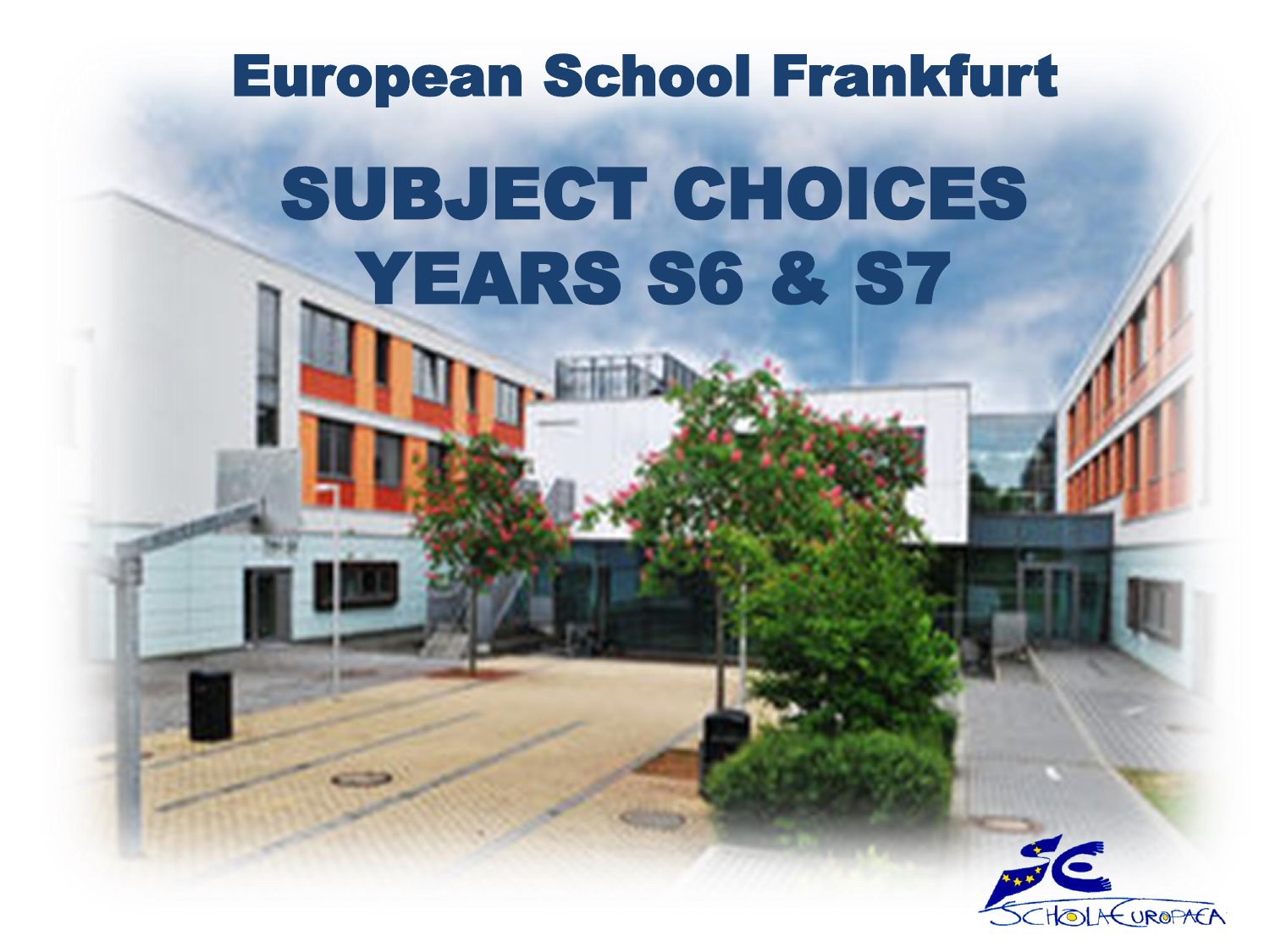# European School Frankfurt

# SUBJECT CHOICES YEARS S6 & S7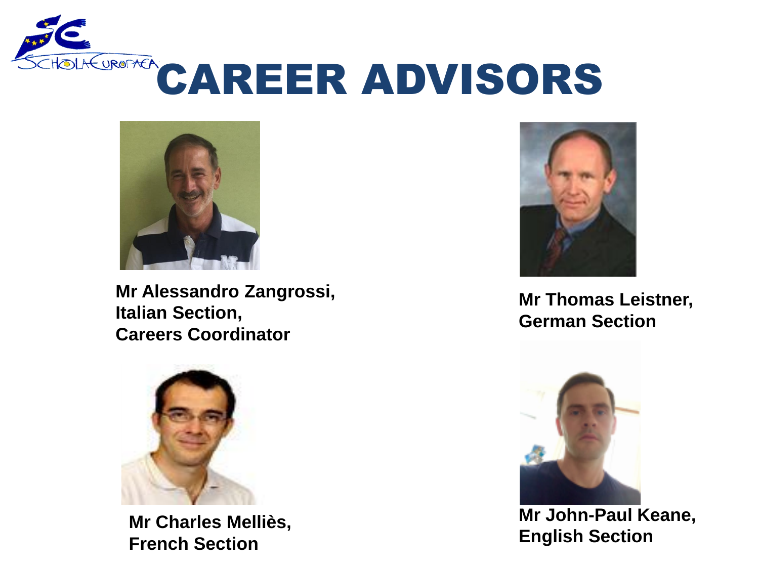# CAREER ADVISORS

**Mr Alessandro Zangrossi,**
**Italian Section,**
**Careers Coordinator**

**Mr Thomas Leistner,**
**German Section**

**Mr Charles Melliès,**
**French Section**

**Mr John-Paul Keane,**
**English Section**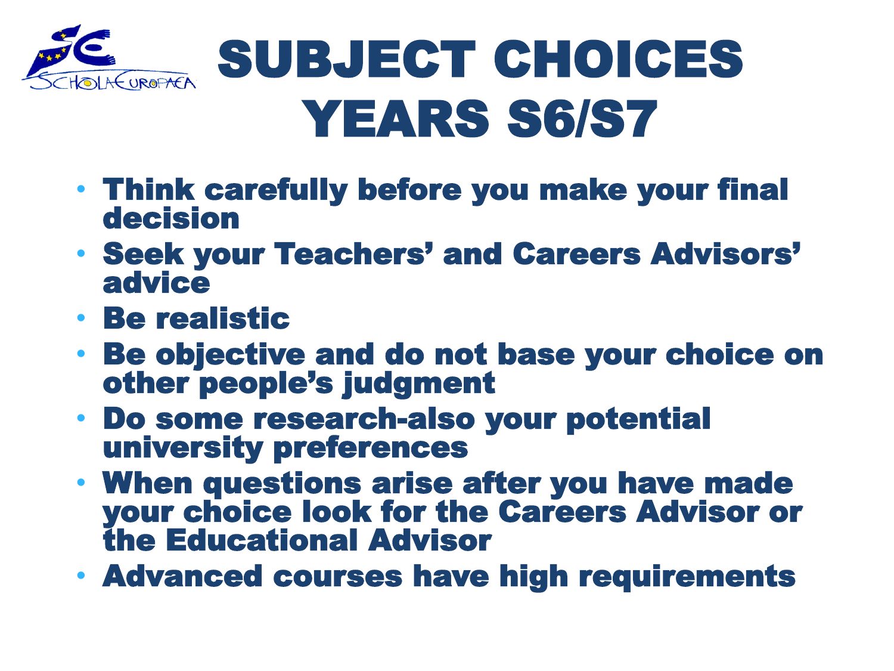# SUBJECT CHOICES YEARS S6/S7

- **Think carefully before you make your final decision**
- **Seek your Teachers' and Careers Advisors' advice**
- **Be realistic**
- **Be objective and do not base your choice on other people's judgment**
- **Do some research-also your potential university preferences**
- **When questions arise after you have made your choice look for the Careers Advisor or the Educational Advisor**
- **Advanced courses have high requirements**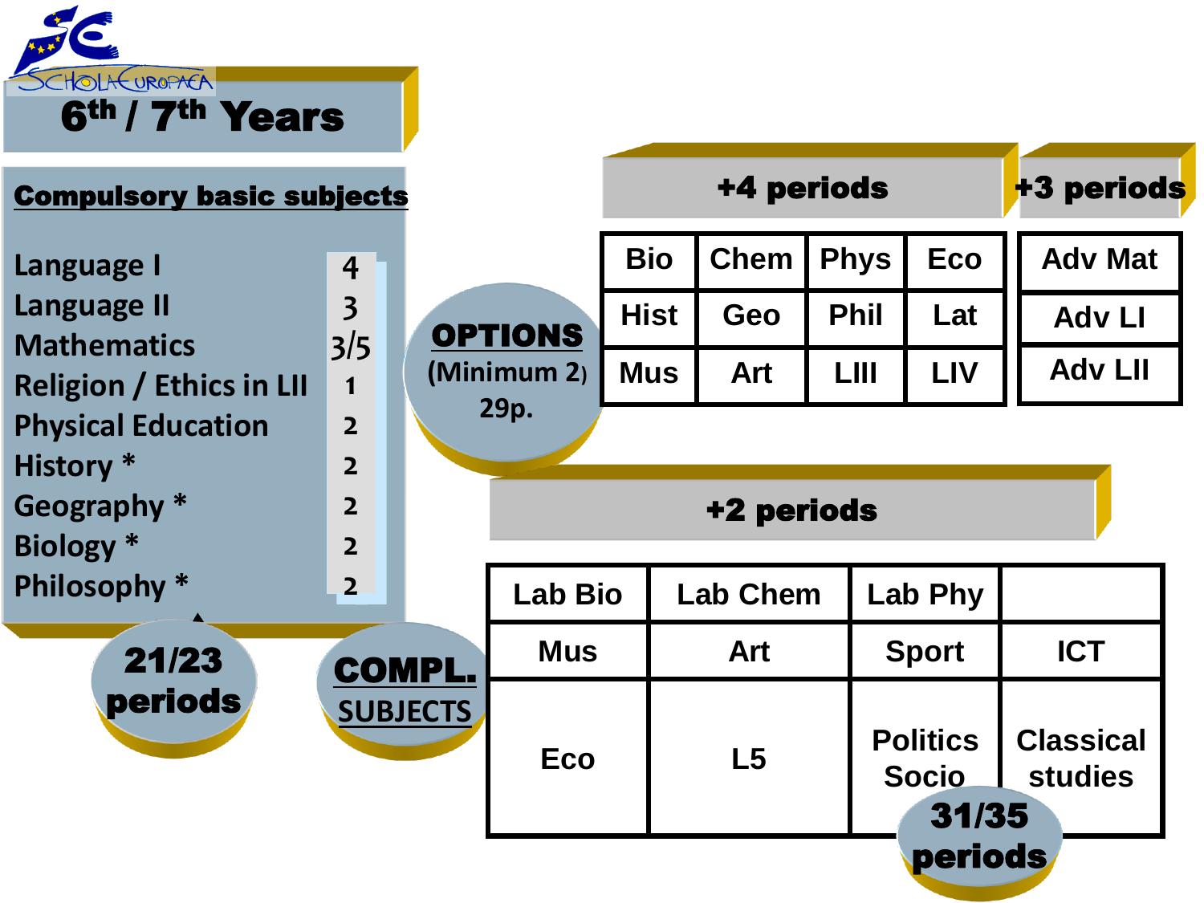# 6th / 7th Years

## Compulsory basic subjects

| Subject | Periods |
| --- | --- |
| Language I | 4 |
| Language II | 3 |
| Mathematics | 3/5 |
| Religion / Ethics in LII | 1 |
| Physical Education | 2 |
| History * | 2 |
| Geography * | 2 |
| Biology * | 2 |
| Philosophy * | 2 |

**21/23 periods**

## OPTIONS

(Minimum 2)
29p.

**+4 periods**

| Bio | Chem | Phys | Eco |
| --- | --- | --- | --- |
| Hist | Geo | Phil | Lat |
| Mus | Art | LIII | LIV |

**+3 periods**

| Adv Mat |
| --- |
| Adv LI |
| Adv LII |

## COMPL. SUBJECTS

**+2 periods**

| Lab Bio | Lab Chem | Lab Phy | |
| --- | --- | --- | --- |
| Mus | Art | Sport | ICT |
| Eco | L5 | Politics Socio | Classical studies |

**31/35 periods**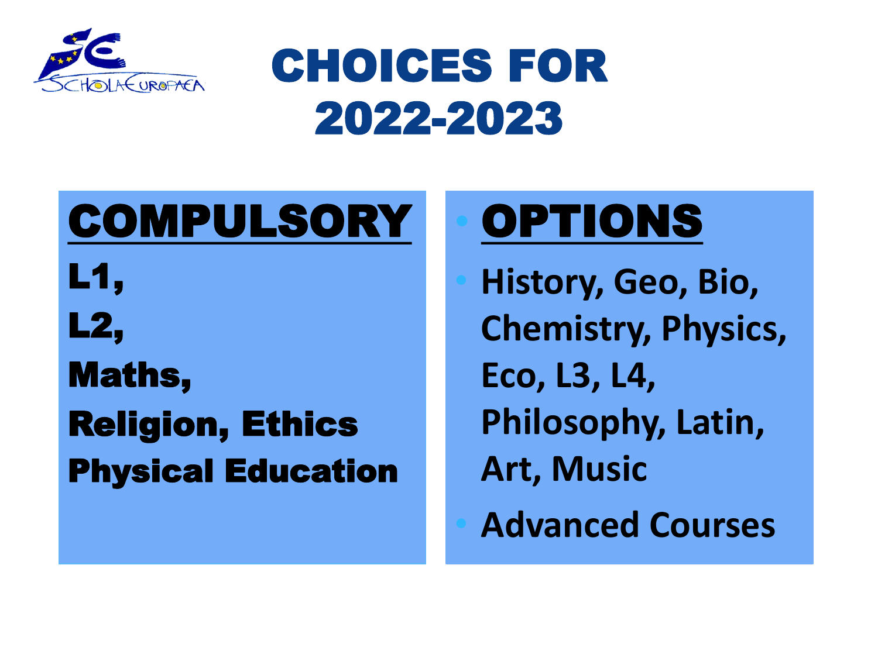# CHOICES FOR 2022-2023

## COMPULSORY

**L1,**

**L2,**

**Maths,**

**Religion, Ethics**

**Physical Education**

## OPTIONS

- **History, Geo, Bio, Chemistry, Physics, Eco, L3, L4, Philosophy, Latin, Art, Music**
- **Advanced Courses**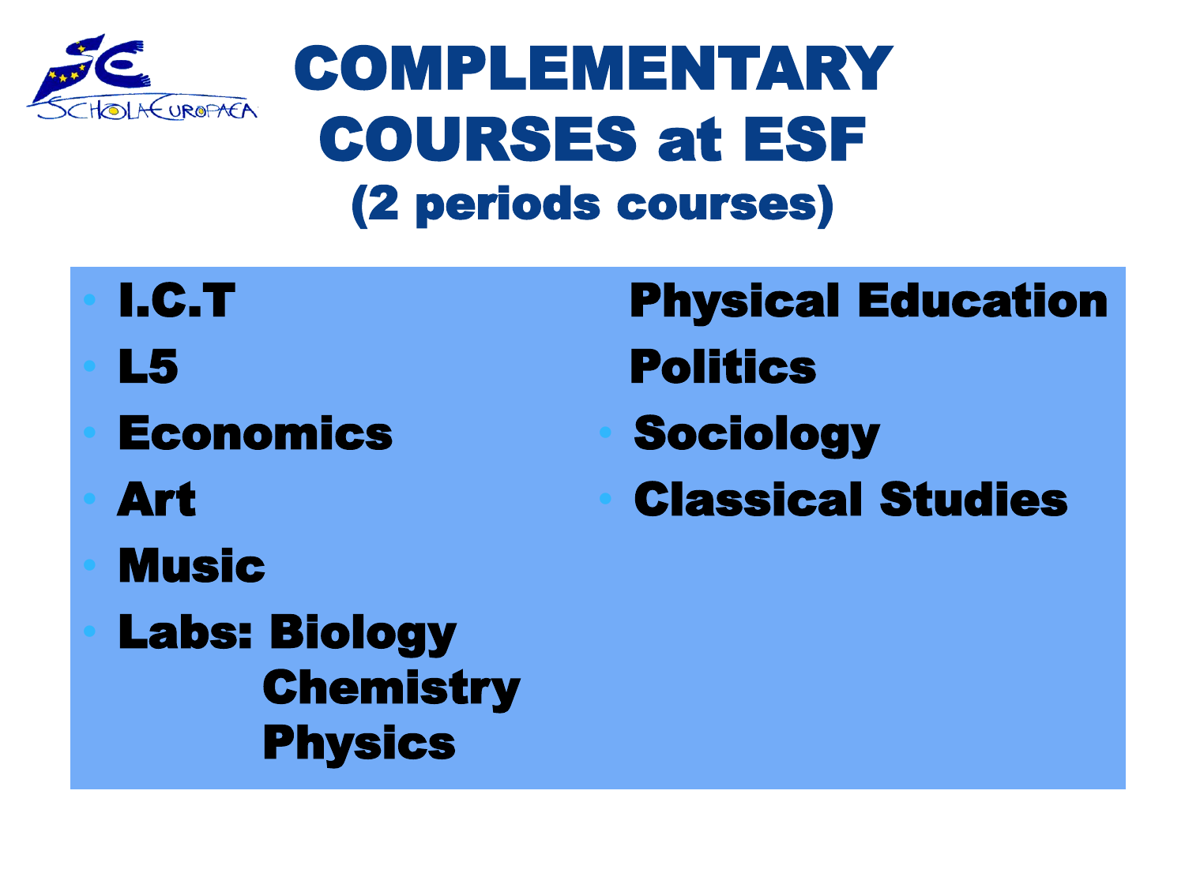# COMPLEMENTARY COURSES at ESF (2 periods courses)

- **I.C.T**
- **L5**
- **Economics**
- **Art**
- **Music**
- **Labs: Biology**
  **Chemistry**
  **Physics**
- **Physical Education**
- **Politics**
- **Sociology**
- **Classical Studies**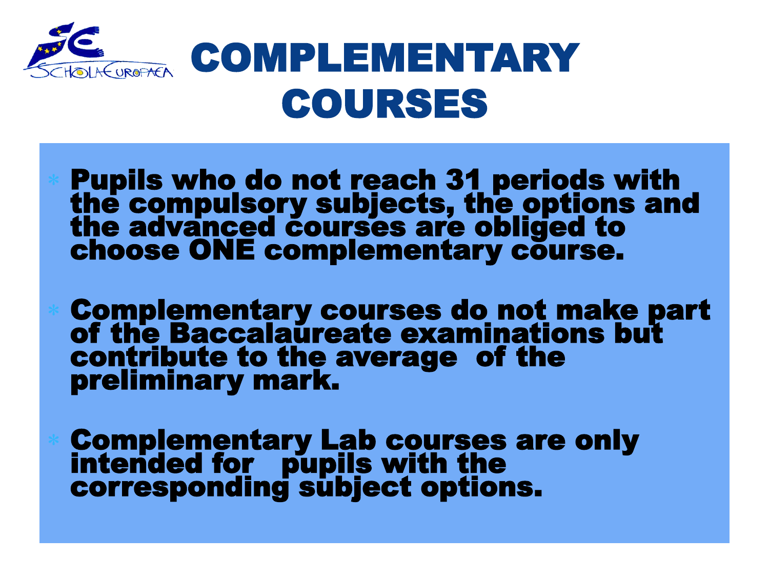# COMPLEMENTARY COURSES

- **Pupils who do not reach 31 periods with the compulsory subjects, the options and the advanced courses are obliged to choose ONE complementary course.**
- **Complementary courses do not make part of the Baccalaureate examinations but contribute to the average of the preliminary mark.**
- **Complementary Lab courses are only intended for pupils with the corresponding subject options.**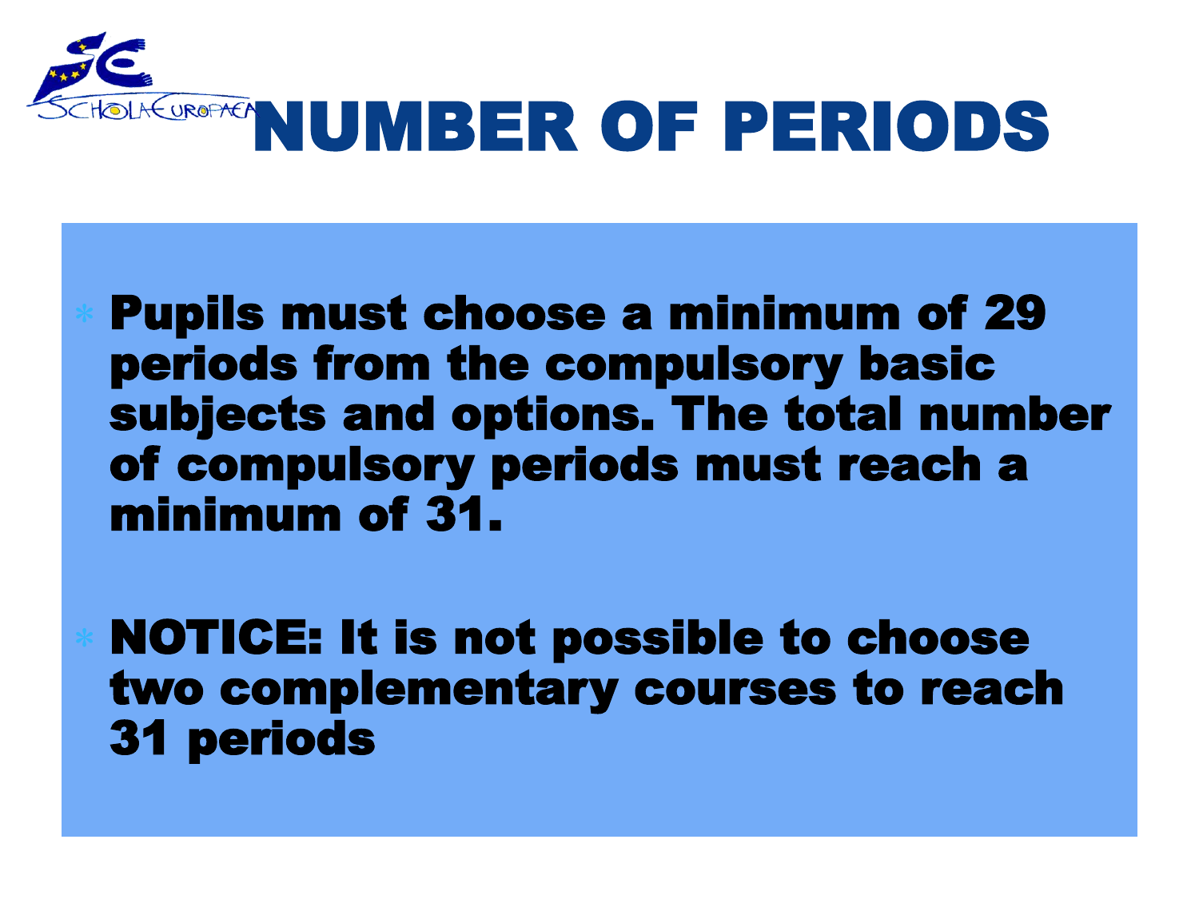# NUMBER OF PERIODS

- **Pupils must choose a minimum of 29 periods from the compulsory basic subjects and options. The total number of compulsory periods must reach a minimum of 31.**

- **NOTICE: It is not possible to choose two complementary courses to reach 31 periods**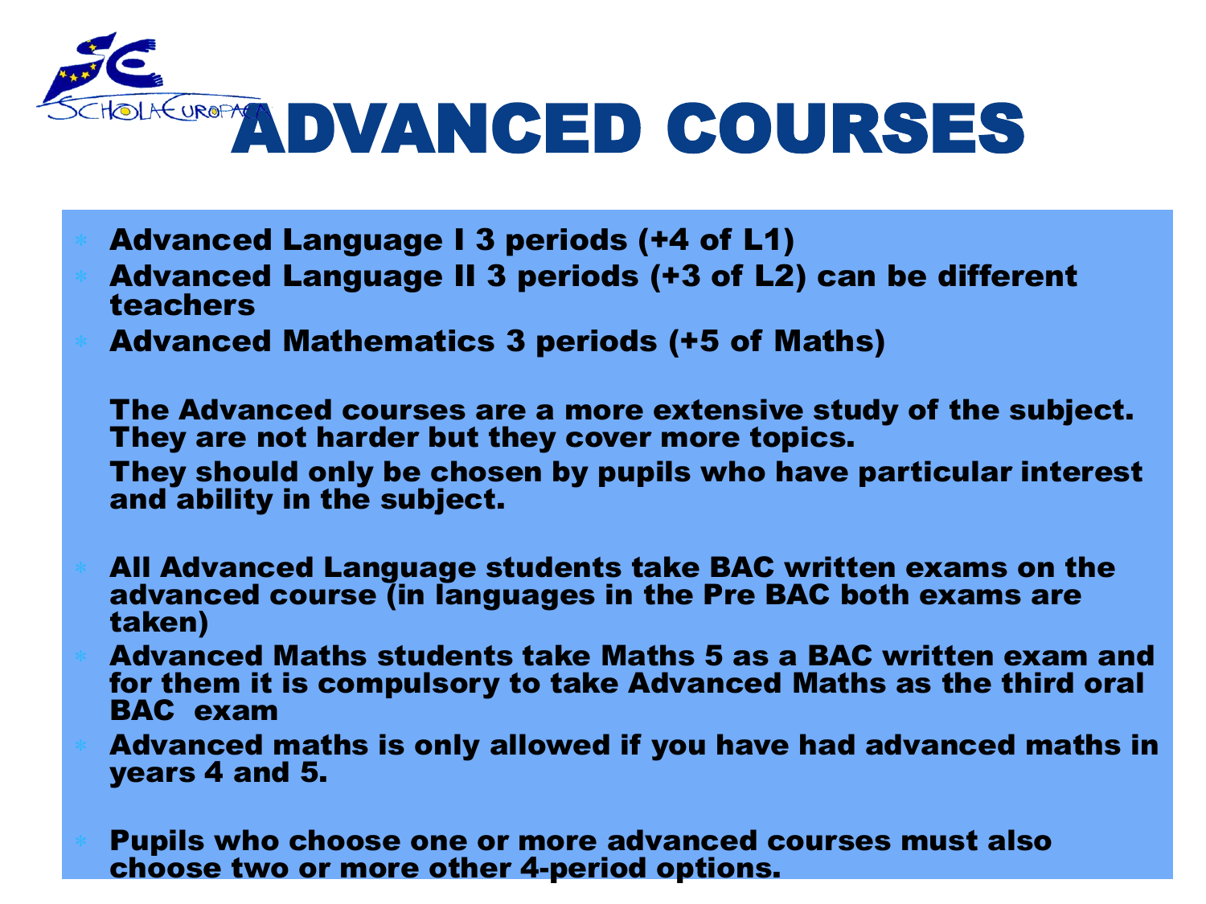# ADVANCED COURSES

- **Advanced Language I 3 periods (+4 of L1)**
- **Advanced Language II 3 periods (+3 of L2) can be different teachers**
- **Advanced Mathematics 3 periods (+5 of Maths)**

**The Advanced courses are a more extensive study of the subject. They are not harder but they cover more topics.**

**They should only be chosen by pupils who have particular interest and ability in the subject.**

- **All Advanced Language students take BAC written exams on the advanced course (in languages in the Pre BAC both exams are taken)**
- **Advanced Maths students take Maths 5 as a BAC written exam and for them it is compulsory to take Advanced Maths as the third oral BAC exam**
- **Advanced maths is only allowed if you have had advanced maths in years 4 and 5.**

- **Pupils who choose one or more advanced courses must also choose two or more other 4-period options.**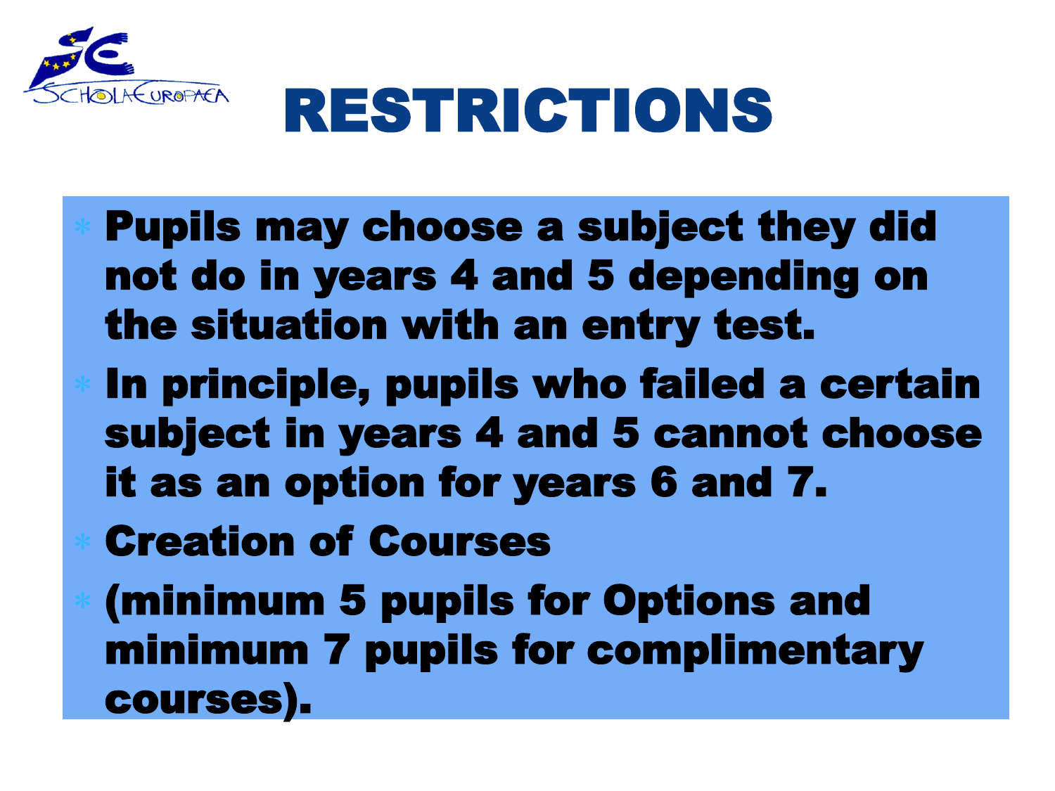# RESTRICTIONS

- Pupils may choose a subject they did not do in years 4 and 5 depending on the situation with an entry test.
- In principle, pupils who failed a certain subject in years 4 and 5 cannot choose it as an option for years 6 and 7.
- Creation of Courses
- (minimum 5 pupils for Options and minimum 7 pupils for complimentary courses).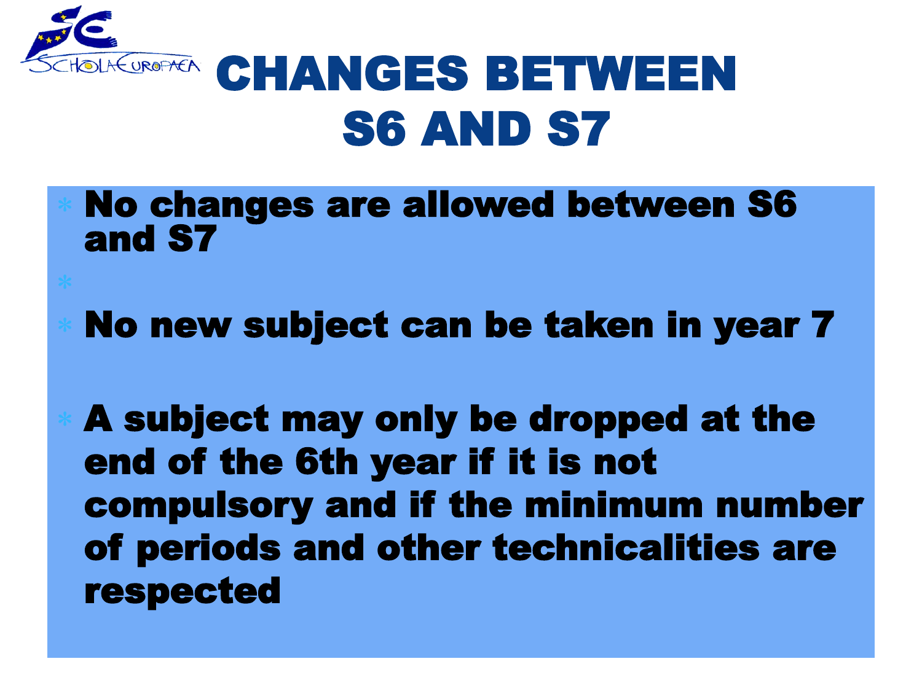# CHANGES BETWEEN S6 AND S7

- No changes are allowed between S6 and S7
- No new subject can be taken in year 7
- A subject may only be dropped at the end of the 6th year if it is not compulsory and if the minimum number of periods and other technicalities are respected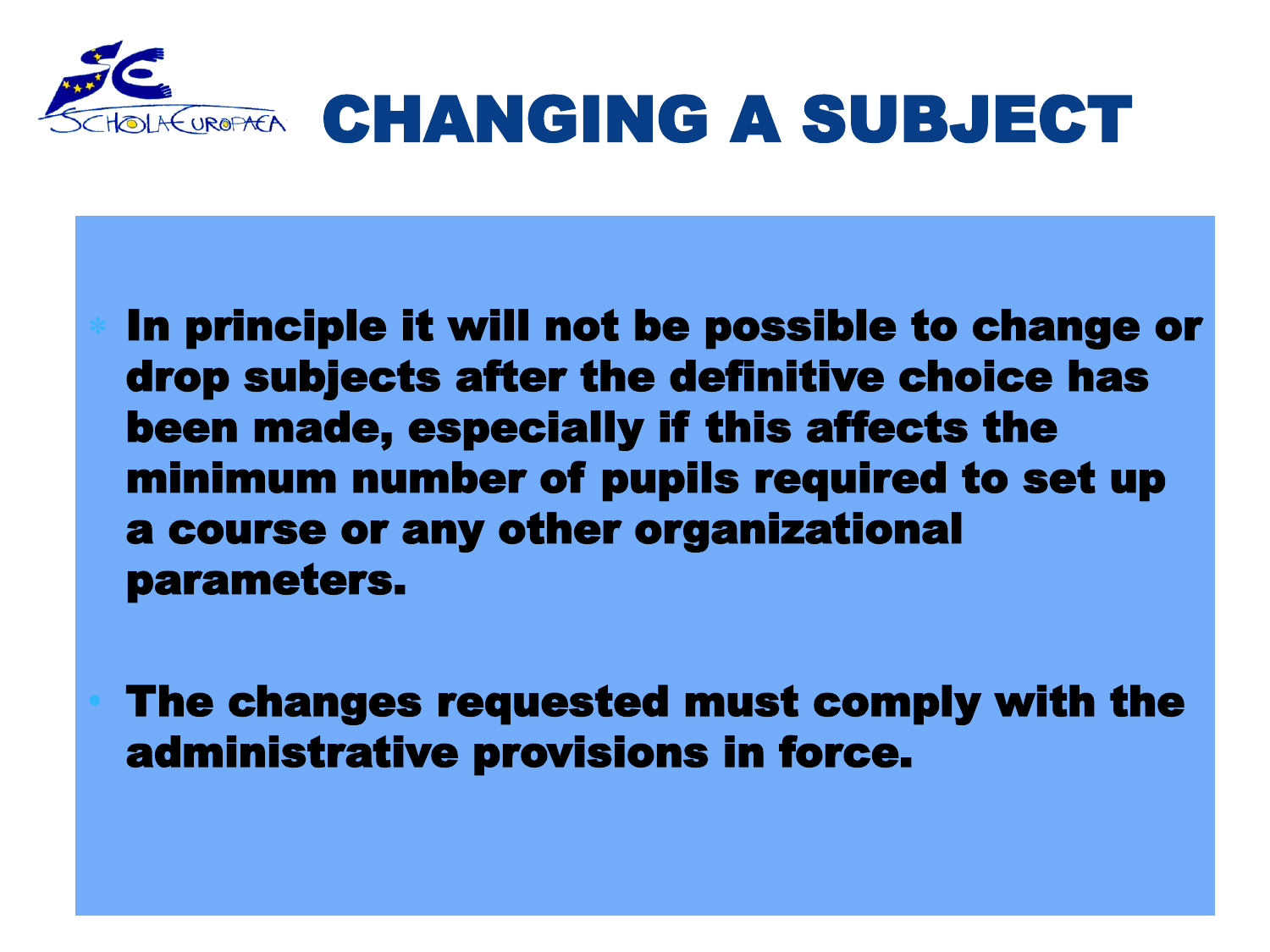# CHANGING A SUBJECT

- In principle it will not be possible to change or drop subjects after the definitive choice has been made, especially if this affects the minimum number of pupils required to set up a course or any other organizational parameters.

- The changes requested must comply with the administrative provisions in force.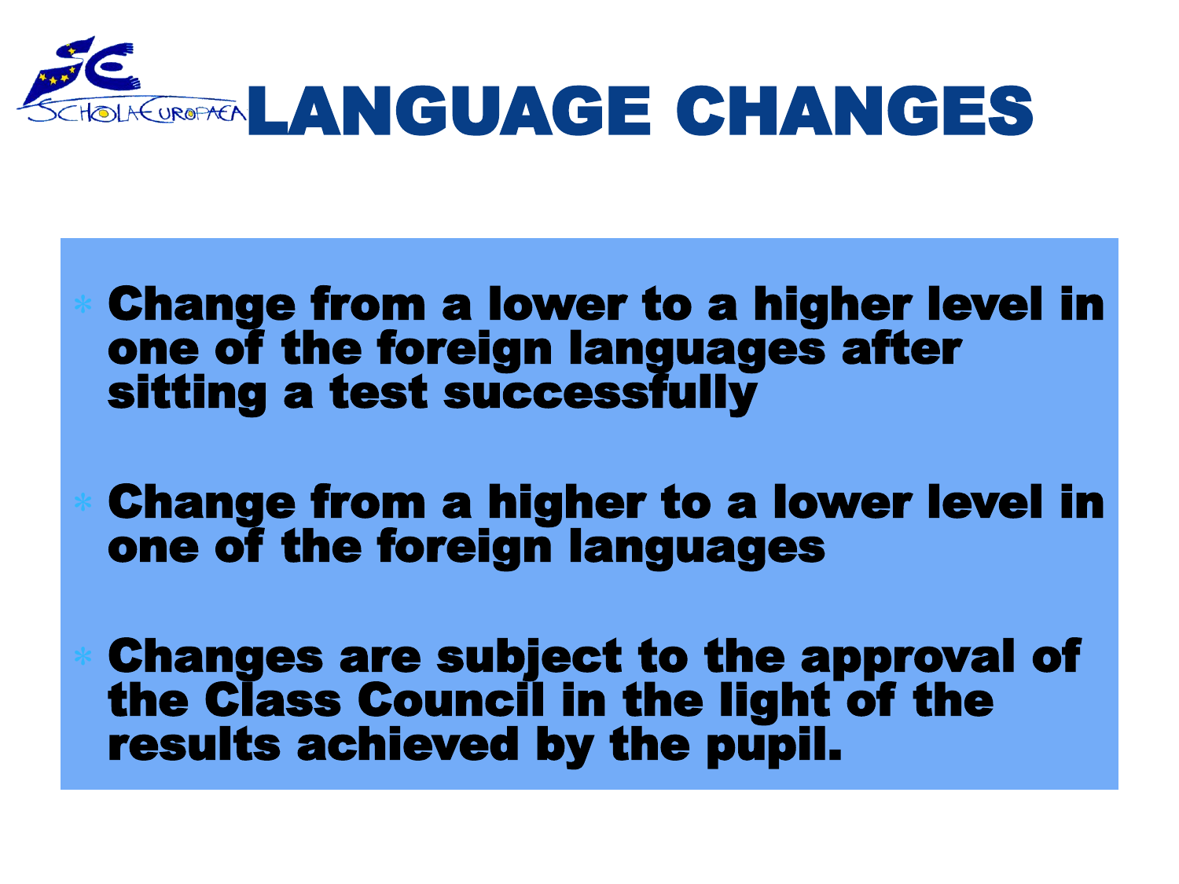# LANGUAGE CHANGES

- Change from a lower to a higher level in one of the foreign languages after sitting a test successfully
- Change from a higher to a lower level in one of the foreign languages
- Changes are subject to the approval of the Class Council in the light of the results achieved by the pupil.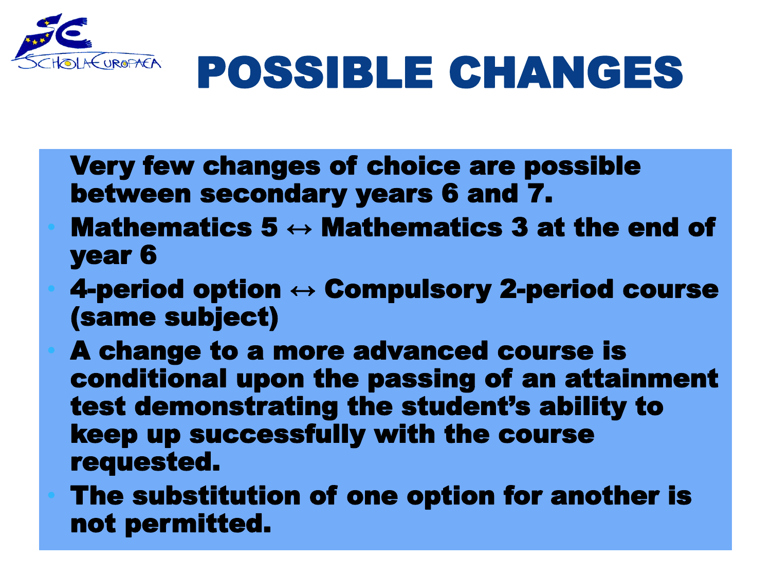# POSSIBLE CHANGES

Very few changes of choice are possible between secondary years 6 and 7.

- Mathematics 5 ↔ Mathematics 3 at the end of year 6
- 4-period option ↔ Compulsory 2-period course (same subject)
- A change to a more advanced course is conditional upon the passing of an attainment test demonstrating the student's ability to keep up successfully with the course requested.
- The substitution of one option for another is not permitted.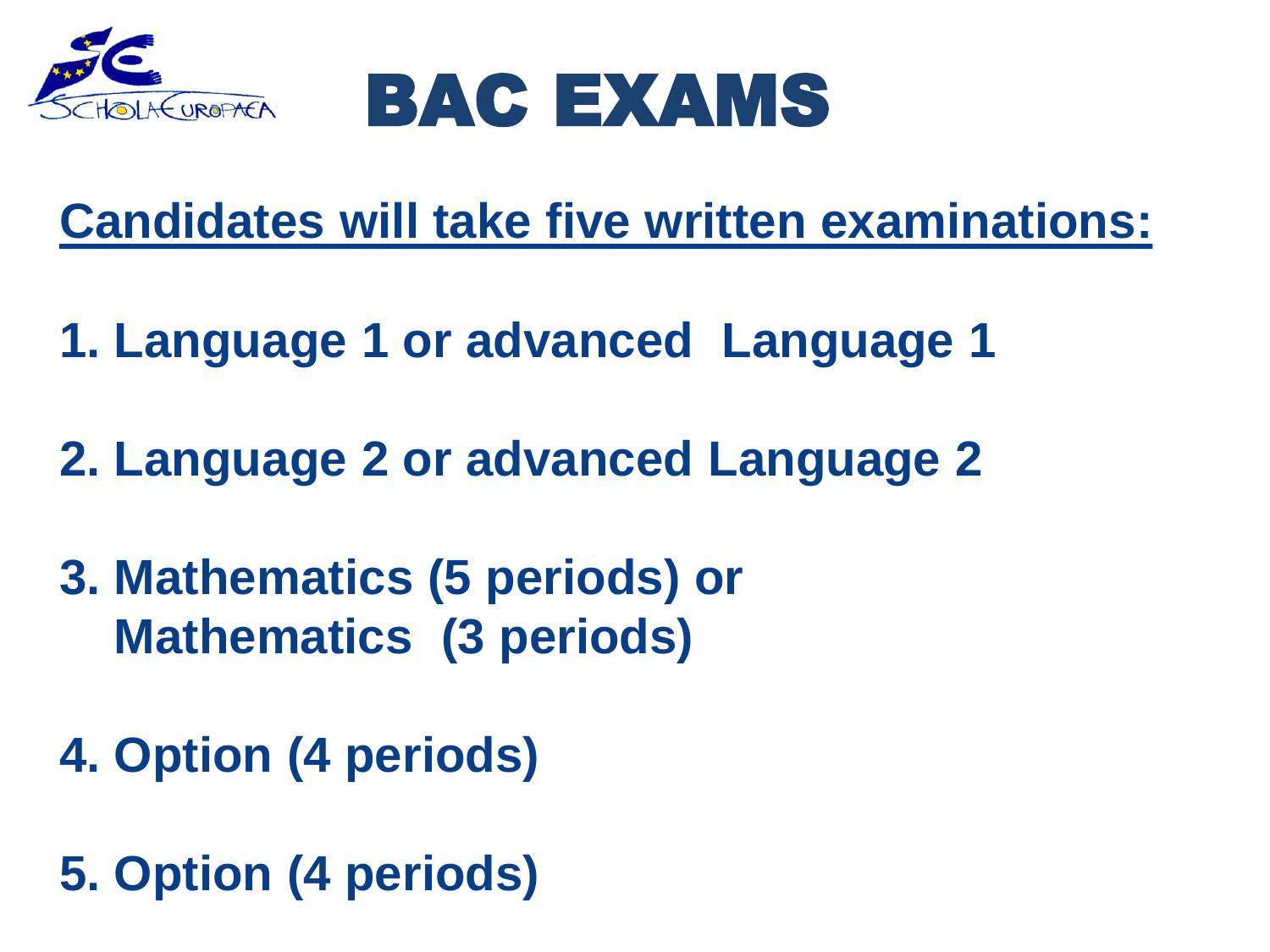# BAC EXAMS

**Candidates will take five written examinations:**

1. **Language 1 or advanced Language 1**

2. **Language 2 or advanced Language 2**

3. **Mathematics (5 periods) or Mathematics (3 periods)**

4. **Option (4 periods)**

5. **Option (4 periods)**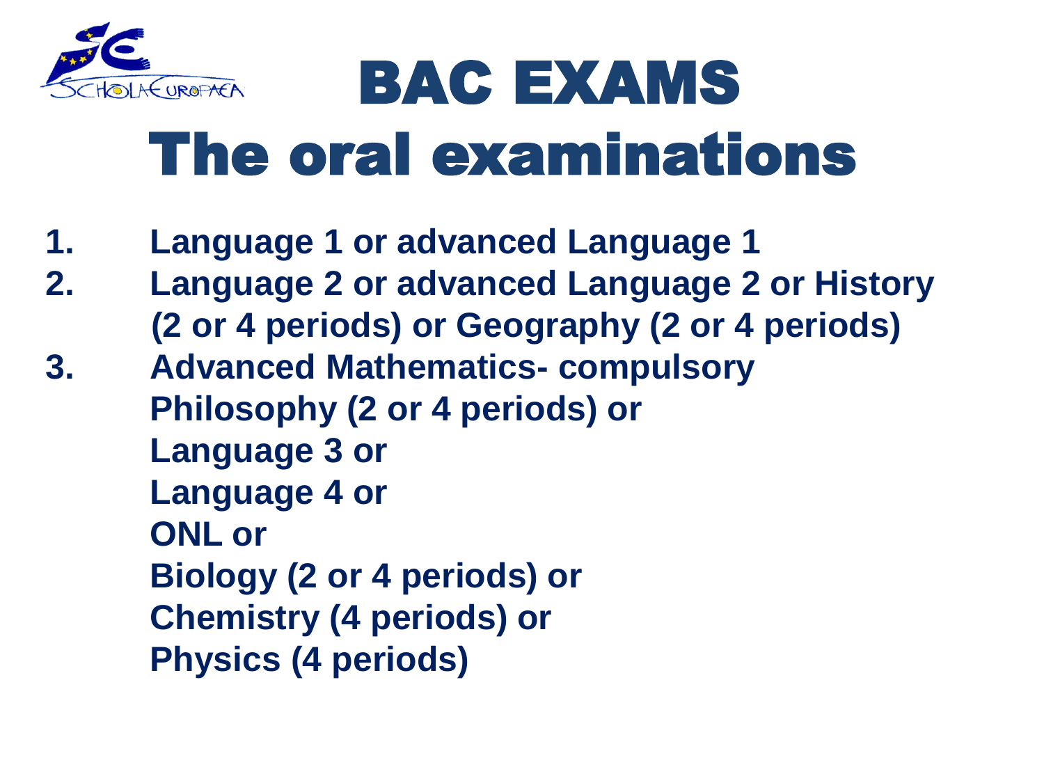# BAC EXAMS

## The oral examinations

1. Language 1 or advanced Language 1
2. Language 2 or advanced Language 2 or History (2 or 4 periods) or Geography (2 or 4 periods)
3. Advanced Mathematics- compulsory
   Philosophy (2 or 4 periods) or
   Language 3 or
   Language 4 or
   ONL or
   Biology (2 or 4 periods) or
   Chemistry (4 periods) or
   Physics (4 periods)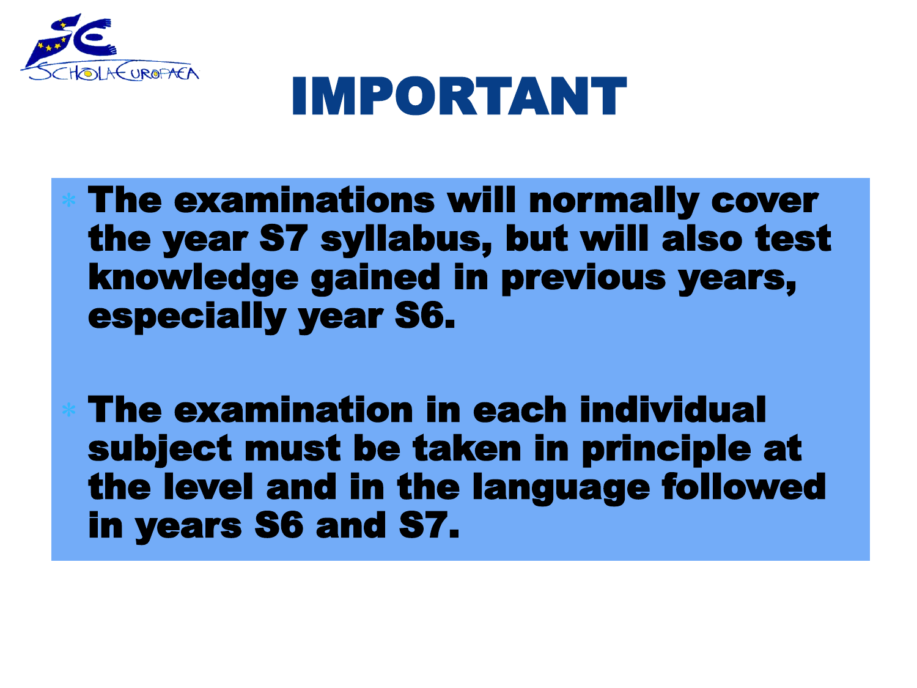# IMPORTANT

- The examinations will normally cover the year S7 syllabus, but will also test knowledge gained in previous years, especially year S6.

- The examination in each individual subject must be taken in principle at the level and in the language followed in years S6 and S7.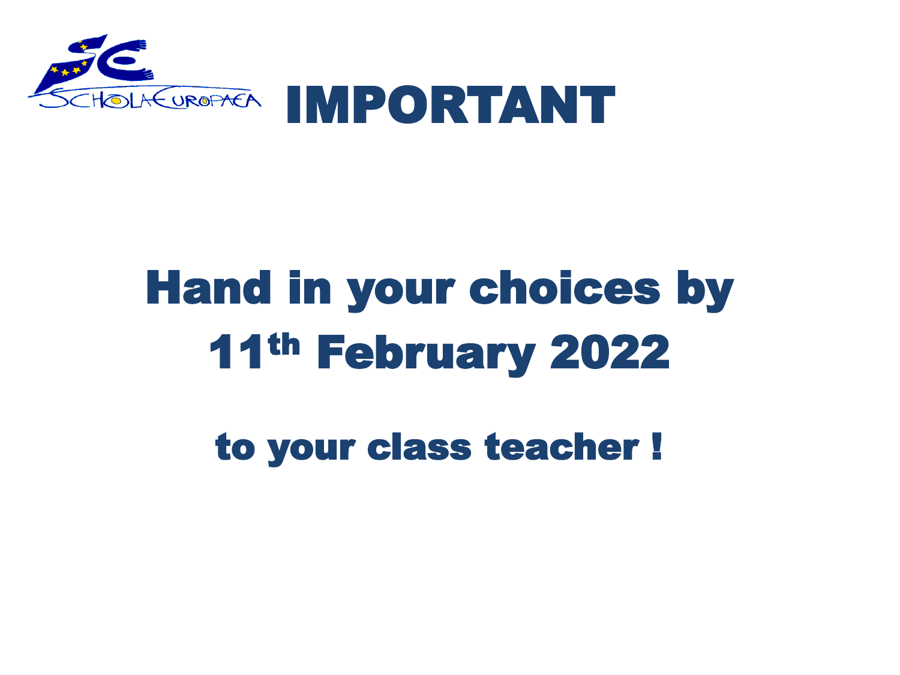# IMPORTANT

## Hand in your choices by 11th February 2022

### to your class teacher !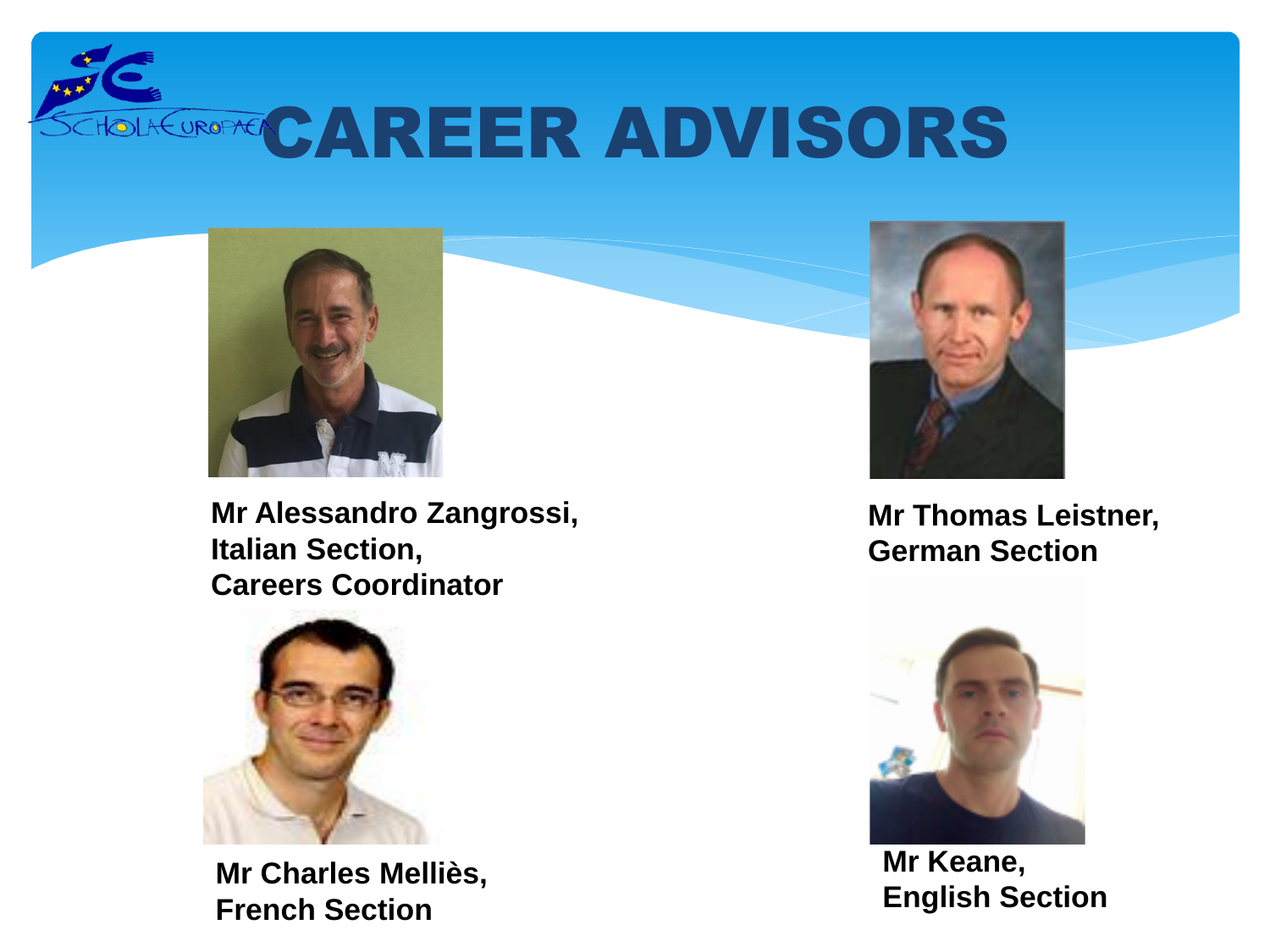# CAREER ADVISORS

**Mr Alessandro Zangrossi,**
**Italian Section,**
**Careers Coordinator**

**Mr Thomas Leistner,**
**German Section**

**Mr Charles Melliès,**
**French Section**

**Mr Keane,**
**English Section**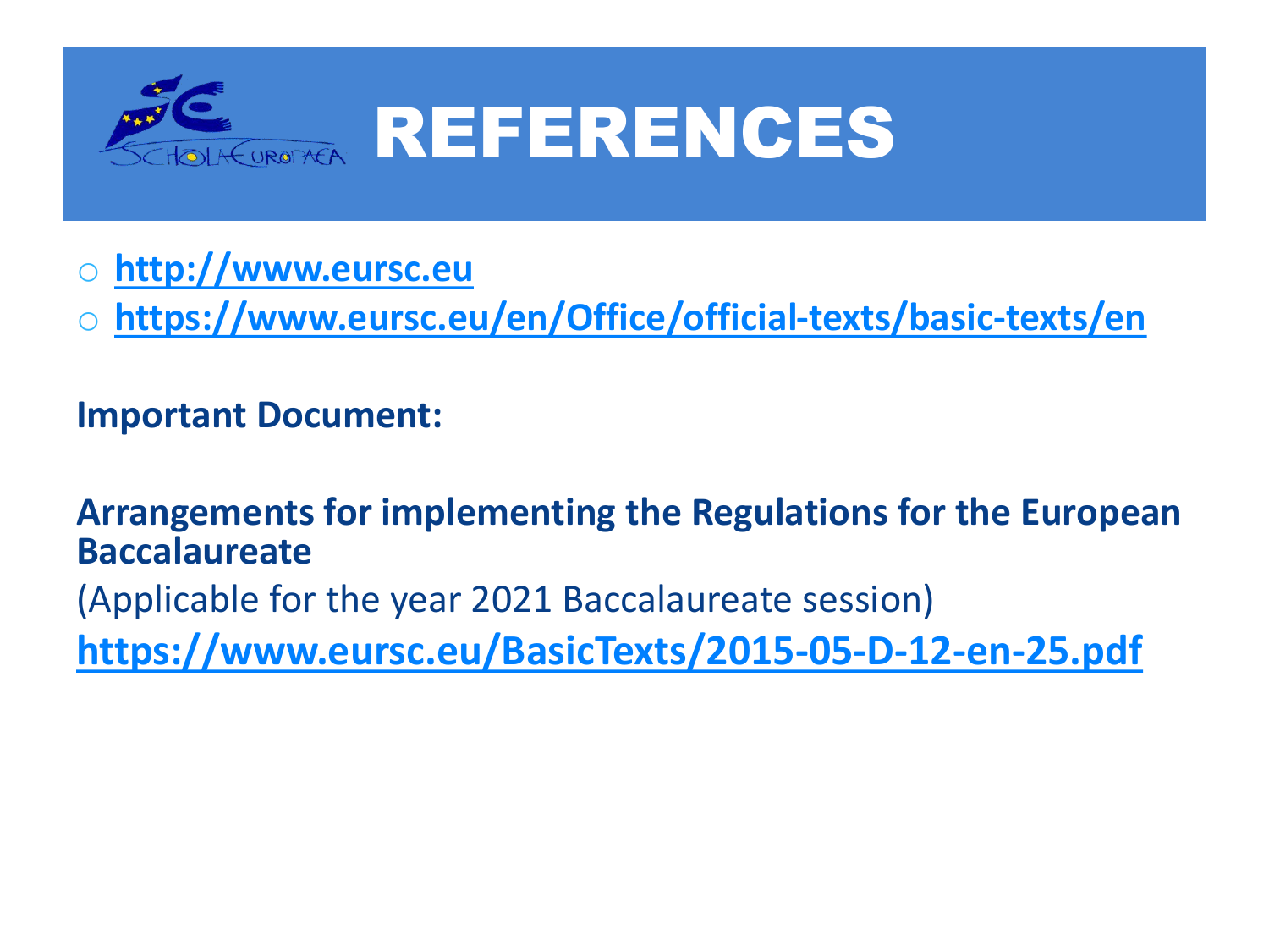# REFERENCES

- **http://www.eursc.eu**
- **https://www.eursc.eu/en/Office/official-texts/basic-texts/en**

**Important Document:**

**Arrangements for implementing the Regulations for the European Baccalaureate**

(Applicable for the year 2021 Baccalaureate session)

**https://www.eursc.eu/BasicTexts/2015-05-D-12-en-25.pdf**